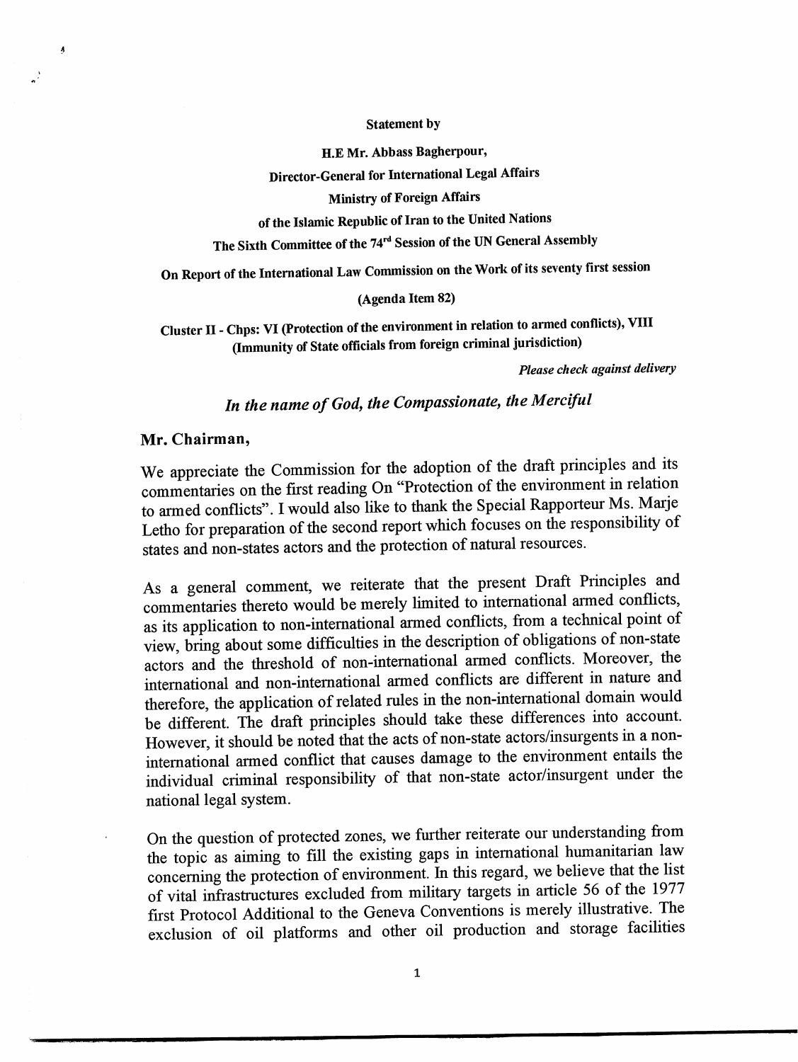**Statement by**

**H.E Mr. Abbass Bagherpour,**

**Director-General for International Legal Affairs**

**Ministry of Foreign Affairs**

**of the Islamic Republic of Iran to the United Nations**

**The Sixth Committee of the 74rd Session of the UN General Assembly**

**On Report of the International Law Commission on the Work of its seventy first session**

**(Agenda Item 82)**

**Cluster II - Chps: VI (Protection of the environment in relation to armed conflicts), VIII (Immunity of State officials from foreign criminal jurisdiction)**

***Please check against delivery***

## *In the name of God, the Compassionate, the Merciful*

**Mr. Chairman,**

We appreciate the Commission for the adoption of the draft principles and its commentaries on the first reading On "Protection of the environment in relation to armed conflicts". I would also like to thank the Special Rapporteur Ms. Marje Letho for preparation of the second report which focuses on the responsibility of states and non-states actors and the protection of natural resources.

As a general comment, we reiterate that the present Draft Principles and commentaries thereto would be merely limited to international armed conflicts, as its application to non-international armed conflicts, from a technical point of view, bring about some difficulties in the description of obligations of non-state actors and the threshold of non-international armed conflicts. Moreover, the international and non-international armed conflicts are different in nature and therefore, the application of related rules in the non-international domain would be different. The draft principles should take these differences into account. However, it should be noted that the acts of non-state actors/insurgents in a non-international armed conflict that causes damage to the environment entails the individual criminal responsibility of that non-state actor/insurgent under the national legal system.

On the question of protected zones, we further reiterate our understanding from the topic as aiming to fill the existing gaps in international humanitarian law concerning the protection of environment. In this regard, we believe that the list of vital infrastructures excluded from military targets in article 56 of the 1977 first Protocol Additional to the Geneva Conventions is merely illustrative. The exclusion of oil platforms and other oil production and storage facilities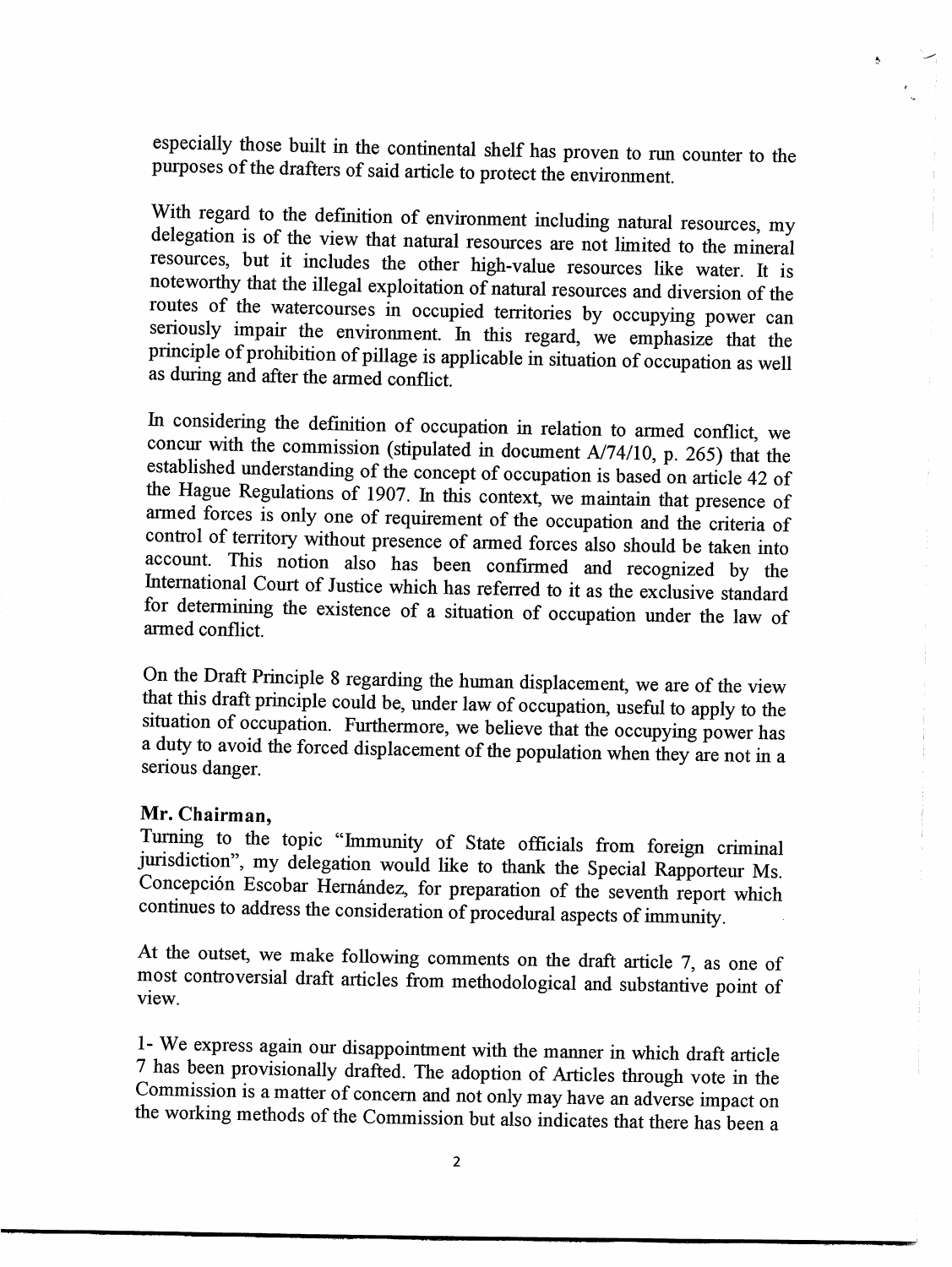especially those built in the continental shelf has proven to run counter to the purposes of the drafters of said article to protect the environment.

With regard to the definition of environment including natural resources, my delegation is of the view that natural resources are not limited to the mineral resources, but it includes the other high-value resources like water. It is noteworthy that the illegal exploitation of natural resources and diversion of the routes of the watercourses in occupied territories by occupying power can seriously impair the environment. In this regard, we emphasize that the principle of prohibition of pillage is applicable in situation of occupation as well as during and after the armed conflict.

In considering the definition of occupation in relation to armed conflict, we concur with the commission (stipulated in document A/74/10, p. 265) that the established understanding of the concept of occupation is based on article 42 of the Hague Regulations of 1907. In this context, we maintain that presence of armed forces is only one of requirement of the occupation and the criteria of control of territory without presence of armed forces also should be taken into account. This notion also has been confirmed and recognized by the International Court of Justice which has referred to it as the exclusive standard for determining the existence of a situation of occupation under the law of armed conflict.

On the Draft Principle 8 regarding the human displacement, we are of the view that this draft principle could be, under law of occupation, useful to apply to the situation of occupation. Furthermore, we believe that the occupying power has a duty to avoid the forced displacement of the population when they are not in a serious danger.

**Mr. Chairman,**

Turning to the topic "Immunity of State officials from foreign criminal jurisdiction", my delegation would like to thank the Special Rapporteur Ms. Concepción Escobar Hernández, for preparation of the seventh report which continues to address the consideration of procedural aspects of immunity.

At the outset, we make following comments on the draft article 7, as one of most controversial draft articles from methodological and substantive point of view.

1- We express again our disappointment with the manner in which draft article 7 has been provisionally drafted. The adoption of Articles through vote in the Commission is a matter of concern and not only may have an adverse impact on the working methods of the Commission but also indicates that there has been a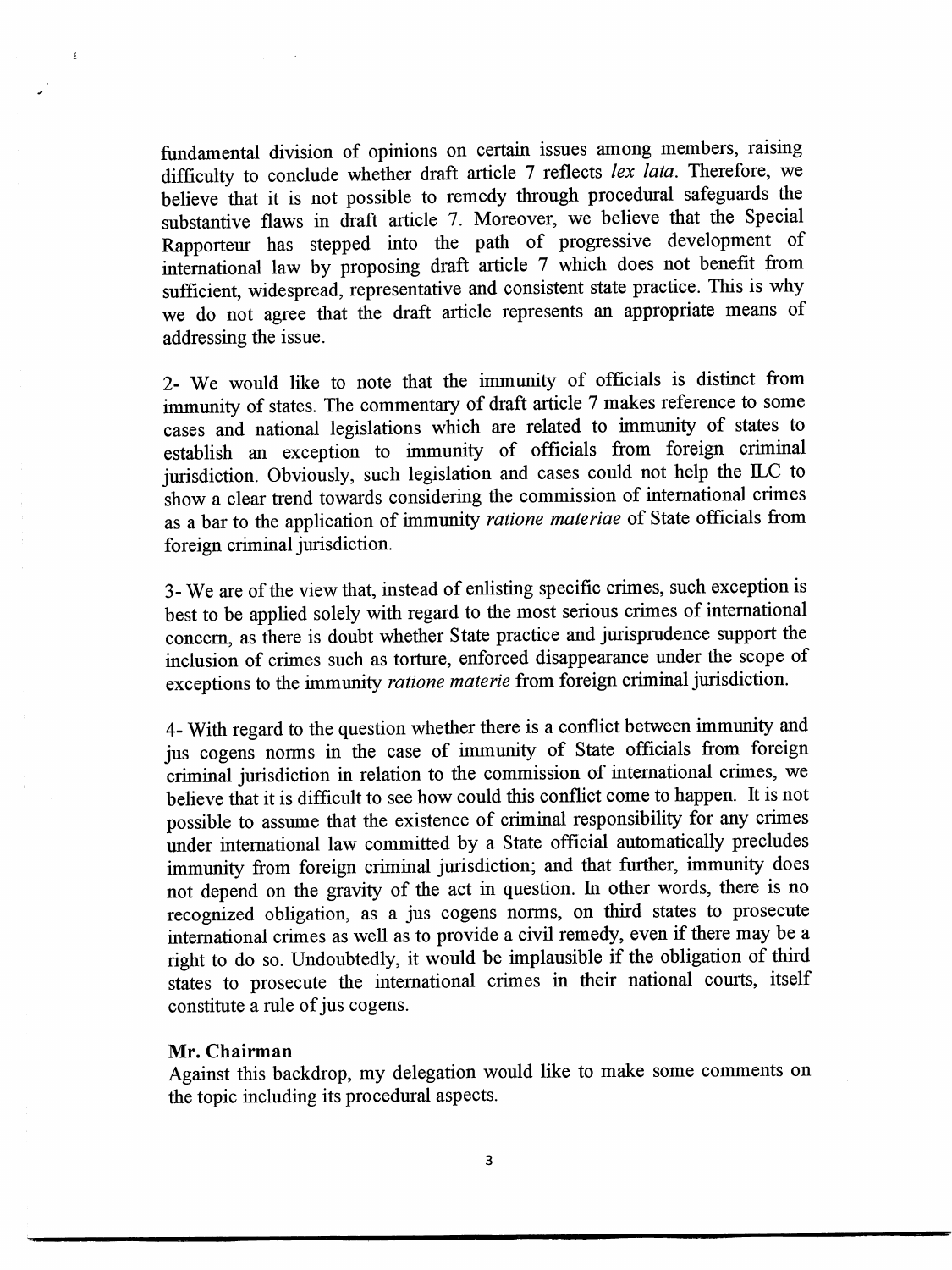fundamental division of opinions on certain issues among members, raising difficulty to conclude whether draft article 7 reflects *lex lata*. Therefore, we believe that it is not possible to remedy through procedural safeguards the substantive flaws in draft article 7. Moreover, we believe that the Special Rapporteur has stepped into the path of progressive development of international law by proposing draft article 7 which does not benefit from sufficient, widespread, representative and consistent state practice. This is why we do not agree that the draft article represents an appropriate means of addressing the issue.

2- We would like to note that the immunity of officials is distinct from immunity of states. The commentary of draft article 7 makes reference to some cases and national legislations which are related to immunity of states to establish an exception to immunity of officials from foreign criminal jurisdiction. Obviously, such legislation and cases could not help the ILC to show a clear trend towards considering the commission of international crimes as a bar to the application of immunity *ratione materiae* of State officials from foreign criminal jurisdiction.

3- We are of the view that, instead of enlisting specific crimes, such exception is best to be applied solely with regard to the most serious crimes of international concern, as there is doubt whether State practice and jurisprudence support the inclusion of crimes such as torture, enforced disappearance under the scope of exceptions to the immunity *ratione materie* from foreign criminal jurisdiction.

4- With regard to the question whether there is a conflict between immunity and jus cogens norms in the case of immunity of State officials from foreign criminal jurisdiction in relation to the commission of international crimes, we believe that it is difficult to see how could this conflict come to happen. It is not possible to assume that the existence of criminal responsibility for any crimes under international law committed by a State official automatically precludes immunity from foreign criminal jurisdiction; and that further, immunity does not depend on the gravity of the act in question. In other words, there is no recognized obligation, as a jus cogens norms, on third states to prosecute international crimes as well as to provide a civil remedy, even if there may be a right to do so. Undoubtedly, it would be implausible if the obligation of third states to prosecute the international crimes in their national courts, itself constitute a rule of jus cogens.

**Mr. Chairman**

Against this backdrop, my delegation would like to make some comments on the topic including its procedural aspects.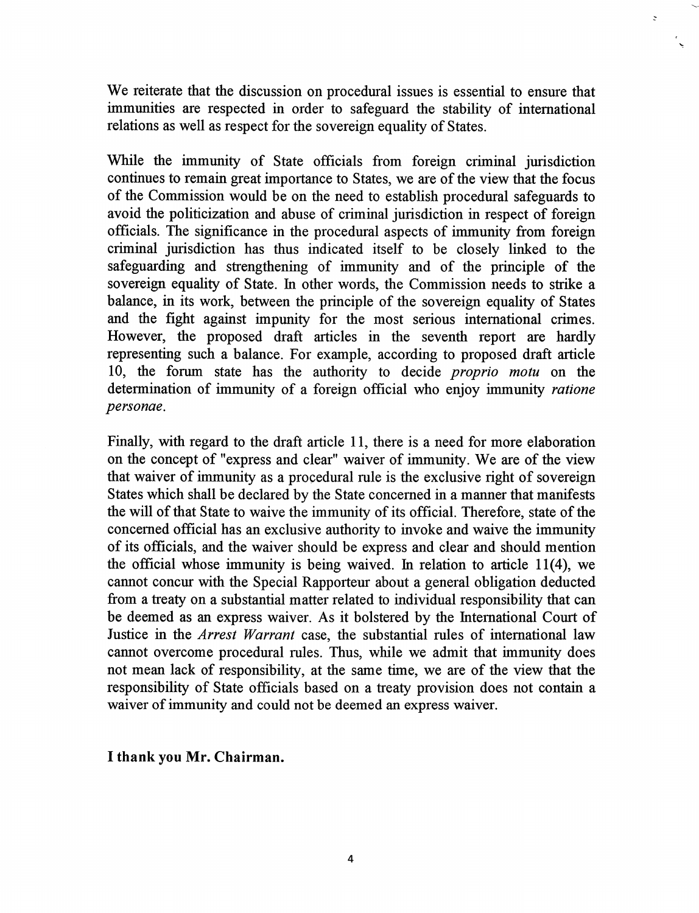We reiterate that the discussion on procedural issues is essential to ensure that immunities are respected in order to safeguard the stability of international relations as well as respect for the sovereign equality of States.

While the immunity of State officials from foreign criminal jurisdiction continues to remain great importance to States, we are of the view that the focus of the Commission would be on the need to establish procedural safeguards to avoid the politicization and abuse of criminal jurisdiction in respect of foreign officials. The significance in the procedural aspects of immunity from foreign criminal jurisdiction has thus indicated itself to be closely linked to the safeguarding and strengthening of immunity and of the principle of the sovereign equality of State. In other words, the Commission needs to strike a balance, in its work, between the principle of the sovereign equality of States and the fight against impunity for the most serious international crimes. However, the proposed draft articles in the seventh report are hardly representing such a balance. For example, according to proposed draft article 10, the forum state has the authority to decide *proprio motu* on the determination of immunity of a foreign official who enjoy immunity *ratione personae*.

Finally, with regard to the draft article 11, there is a need for more elaboration on the concept of "express and clear" waiver of immunity. We are of the view that waiver of immunity as a procedural rule is the exclusive right of sovereign States which shall be declared by the State concerned in a manner that manifests the will of that State to waive the immunity of its official. Therefore, state of the concerned official has an exclusive authority to invoke and waive the immunity of its officials, and the waiver should be express and clear and should mention the official whose immunity is being waived. In relation to article 11(4), we cannot concur with the Special Rapporteur about a general obligation deducted from a treaty on a substantial matter related to individual responsibility that can be deemed as an express waiver. As it bolstered by the International Court of Justice in the *Arrest Warrant* case, the substantial rules of international law cannot overcome procedural rules. Thus, while we admit that immunity does not mean lack of responsibility, at the same time, we are of the view that the responsibility of State officials based on a treaty provision does not contain a waiver of immunity and could not be deemed an express waiver.

**I thank you Mr. Chairman.**